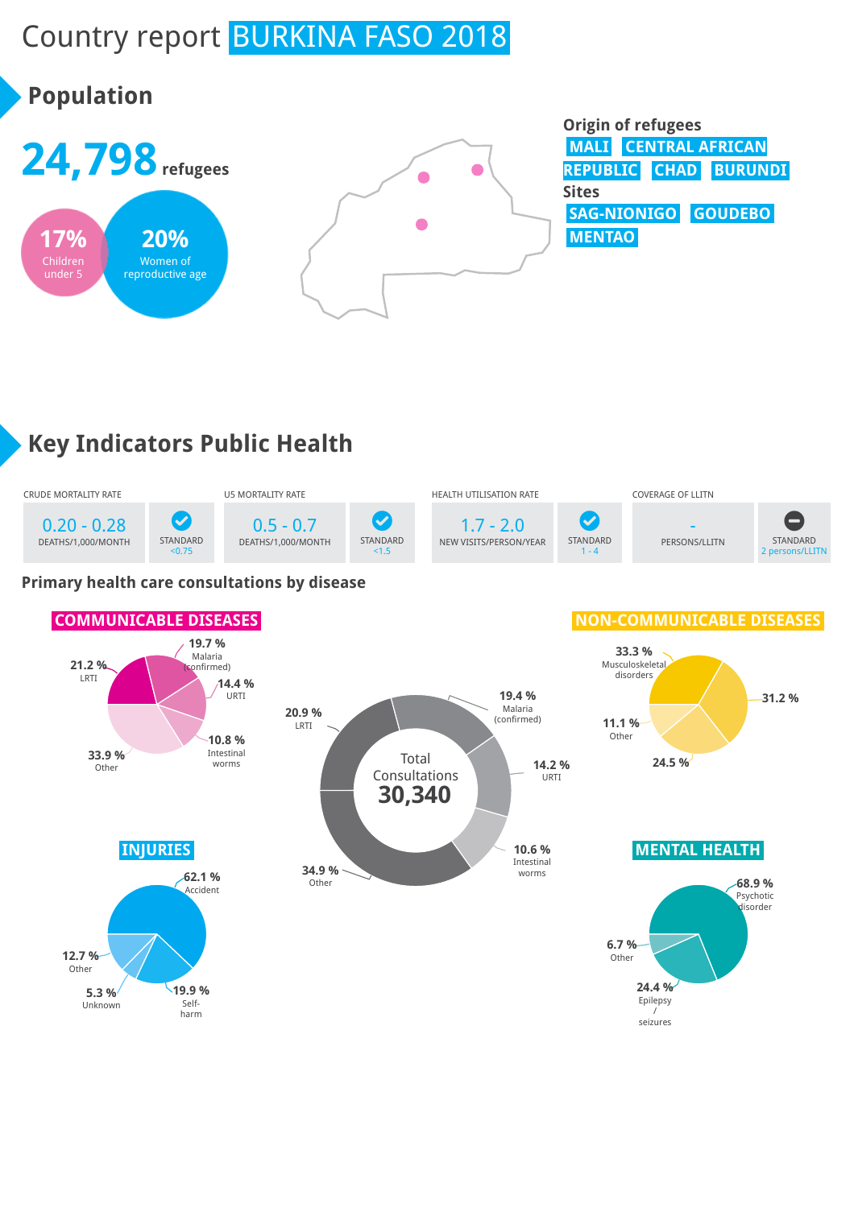# Country report BURKINA FASO 2018

## Population

**24,798** refugees

**17%** Children under 5

**20%** Women of reproductive age

**Origin of refugees**
MALI, CENTRAL AFRICAN REPUBLIC, CHAD, BURUNDI

**Sites**
SAG-NIONIGO, GOUDEBO, MENTAO

## Key Indicators Public Health

| CRUDE MORTALITY RATE | | U5 MORTALITY RATE | | HEALTH UTILISATION RATE | | COVERAGE OF LLITN | |
|---|---|---|---|---|---|---|---|
| 0.20 - 0.28 DEATHS/1,000/MONTH | STANDARD <0.75 | 0.5 - 0.7 DEATHS/1,000/MONTH | STANDARD <1.5 | 1.7 - 2.0 NEW VISITS/PERSON/YEAR | STANDARD 1 - 4 | - PERSONS/LLITN | STANDARD 2 persons/LLITN |

### Primary health care consultations by disease

**COMMUNICABLE DISEASES**

- 19.7 % Malaria (confirmed)
- 14.4 % URTI
- 10.8 % Intestinal worms
- 33.9 % Other
- 21.2 % LRTI

**Total Consultations 30,340**

- 19.4 % Malaria (confirmed)
- 14.2 % URTI
- 10.6 % Intestinal worms
- 34.9 % Other
- 20.9 % LRTI

**NON-COMMUNICABLE DISEASES**

- 33.3 % Musculoskeletal disorders
- 31.2 %
- 24.5 %
- 11.1 % Other

**INJURIES**

- 62.1 % Accident
- 19.9 % Self-harm
- 5.3 % Unknown
- 12.7 % Other

**MENTAL HEALTH**

- 68.9 % Psychotic disorder
- 24.4 % Epilepsy / seizures
- 6.7 % Other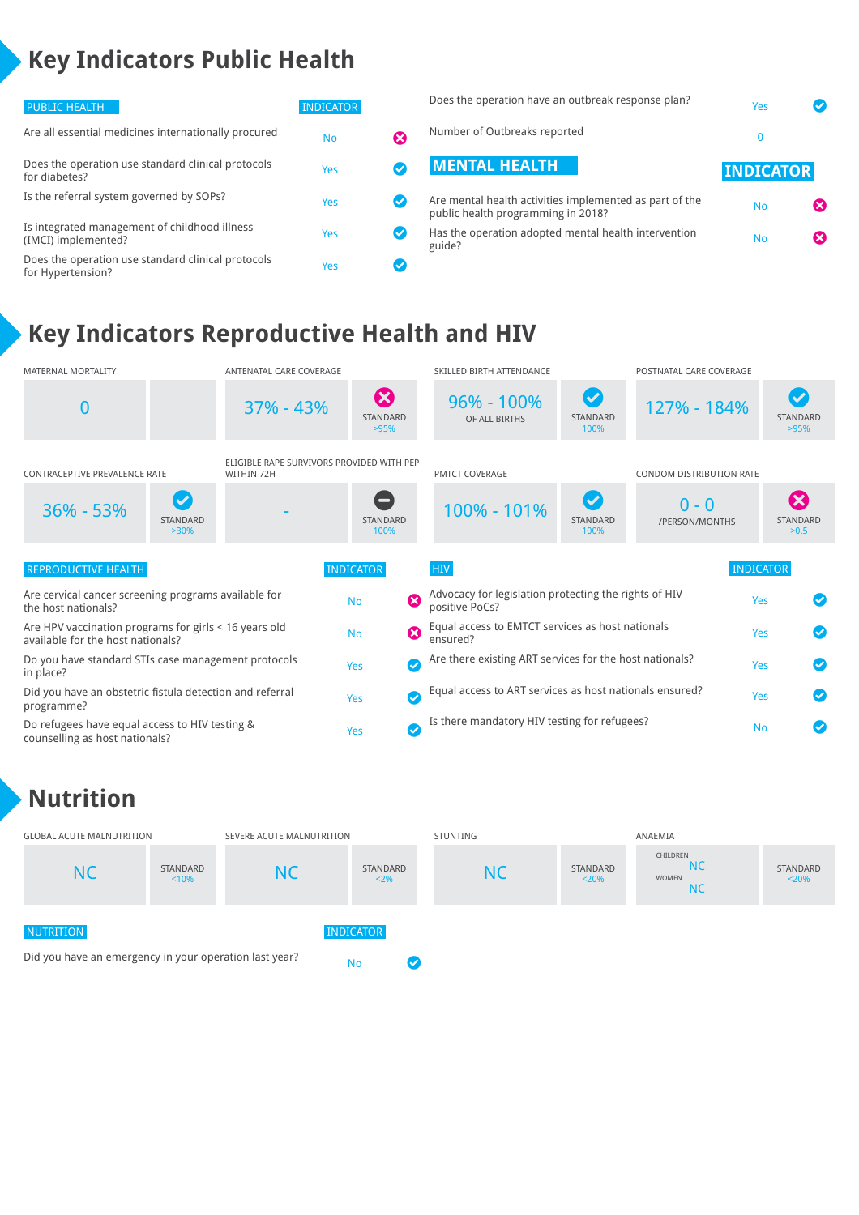# Key Indicators Public Health

| PUBLIC HEALTH | INDICATOR | |
|---|---|---|
| Are all essential medicines internationally procured | No | ✗ |
| Does the operation use standard clinical protocols for diabetes? | Yes | ✓ |
| Is the referral system governed by SOPs? | Yes | ✓ |
| Is integrated management of childhood illness (IMCI) implemented? | Yes | ✓ |
| Does the operation use standard clinical protocols for Hypertension? | Yes | ✓ |
| Does the operation have an outbreak response plan? | Yes | ✓ |
| Number of Outbreaks reported | 0 | |

| MENTAL HEALTH | INDICATOR | |
|---|---|---|
| Are mental health activities implemented as part of the public health programming in 2018? | No | ✗ |
| Has the operation adopted mental health intervention guide? | No | ✗ |

# Key Indicators Reproductive Health and HIV

| Indicator | Value | Standard |
|---|---|---|
| MATERNAL MORTALITY | 0 | |
| ANTENATAL CARE COVERAGE | 37% - 43% | ✗ STANDARD >95% |
| SKILLED BIRTH ATTENDANCE | 96% - 100% OF ALL BIRTHS | ✓ STANDARD 100% |
| POSTNATAL CARE COVERAGE | 127% - 184% | ✓ STANDARD >95% |
| CONTRACEPTIVE PREVALENCE RATE | 36% - 53% | ✓ STANDARD >30% |
| ELIGIBLE RAPE SURVIVORS PROVIDED WITH PEP WITHIN 72H | - | STANDARD 100% |
| PMTCT COVERAGE | 100% - 101% | ✓ STANDARD 100% |
| CONDOM DISTRIBUTION RATE | 0 - 0 /PERSON/MONTHS | ✗ STANDARD >0.5 |

| REPRODUCTIVE HEALTH | INDICATOR | |
|---|---|---|
| Are cervical cancer screening programs available for the host nationals? | No | ✗ |
| Are HPV vaccination programs for girls < 16 years old available for the host nationals? | No | ✗ |
| Do you have standard STIs case management protocols in place? | Yes | ✓ |
| Did you have an obstetric fistula detection and referral programme? | Yes | ✓ |
| Do refugees have equal access to HIV testing & counselling as host nationals? | Yes | ✓ |

| HIV | INDICATOR | |
|---|---|---|
| Advocacy for legislation protecting the rights of HIV positive PoCs? | Yes | ✓ |
| Equal access to EMTCT services as host nationals ensured? | Yes | ✓ |
| Are there existing ART services for the host nationals? | Yes | ✓ |
| Equal access to ART services as host nationals ensured? | Yes | ✓ |
| Is there mandatory HIV testing for refugees? | No | ✓ |

# Nutrition

| Indicator | Value | Standard |
|---|---|---|
| GLOBAL ACUTE MALNUTRITION | NC | STANDARD <10% |
| SEVERE ACUTE MALNUTRITION | NC | STANDARD <2% |
| STUNTING | NC | STANDARD <20% |
| ANAEMIA | CHILDREN NC; WOMEN NC | STANDARD <20% |

| NUTRITION | INDICATOR | |
|---|---|---|
| Did you have an emergency in your operation last year? | No | ✓ |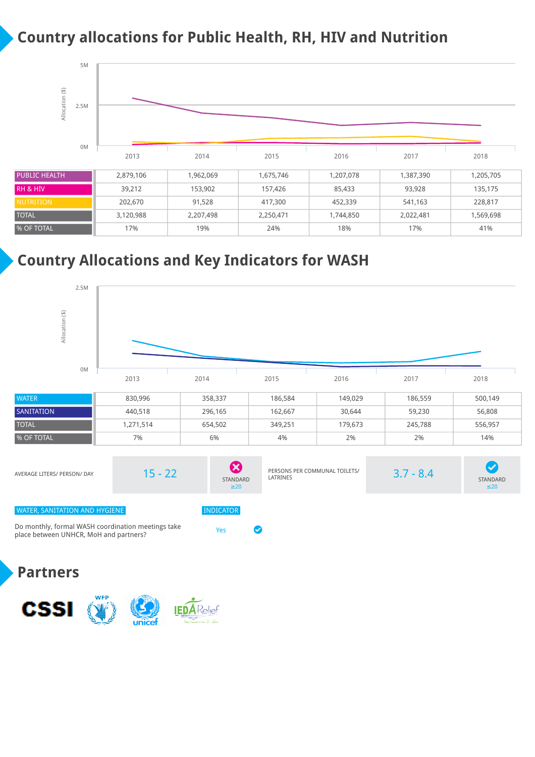## Country allocations for Public Health, RH, HIV and Nutrition

5M
2.5M
0M
Allocation ($)
2013 2014 2015 2016 2017 2018

| | 2013 | 2014 | 2015 | 2016 | 2017 | 2018 |
|---|---|---|---|---|---|---|
| PUBLIC HEALTH | 2,879,106 | 1,962,069 | 1,675,746 | 1,207,078 | 1,387,390 | 1,205,705 |
| RH & HIV | 39,212 | 153,902 | 157,426 | 85,433 | 93,928 | 135,175 |
| NUTRITION | 202,670 | 91,528 | 417,300 | 452,339 | 541,163 | 228,817 |
| TOTAL | 3,120,988 | 2,207,498 | 2,250,471 | 1,744,850 | 2,022,481 | 1,569,698 |
| % OF TOTAL | 17% | 19% | 24% | 18% | 17% | 41% |

## Country Allocations and Key Indicators for WASH

2.5M
0M
Allocation ($)
2013 2014 2015 2016 2017 2018

| | 2013 | 2014 | 2015 | 2016 | 2017 | 2018 |
|---|---|---|---|---|---|---|
| WATER | 830,996 | 358,337 | 186,584 | 149,029 | 186,559 | 500,149 |
| SANITATION | 440,518 | 296,165 | 162,667 | 30,644 | 59,230 | 56,808 |
| TOTAL | 1,271,514 | 654,502 | 349,251 | 179,673 | 245,788 | 556,957 |
| % OF TOTAL | 7% | 6% | 4% | 2% | 2% | 14% |

| | | | | | |
|---|---|---|---|---|---|
| AVERAGE LITERS/ PERSON/ DAY | 15 - 22 | STANDARD ≥20 | PERSONS PER COMMUNAL TOILETS/ LATRINES | 3.7 - 8.4 | STANDARD ≤20 |

| WATER, SANITATION AND HYGIENE | INDICATOR |
|---|---|
| Do monthly, formal WASH coordination meetings take place between UNHCR, MoH and partners? | Yes |

## Partners

CSSI
WFP
unicef
IEDA Relief